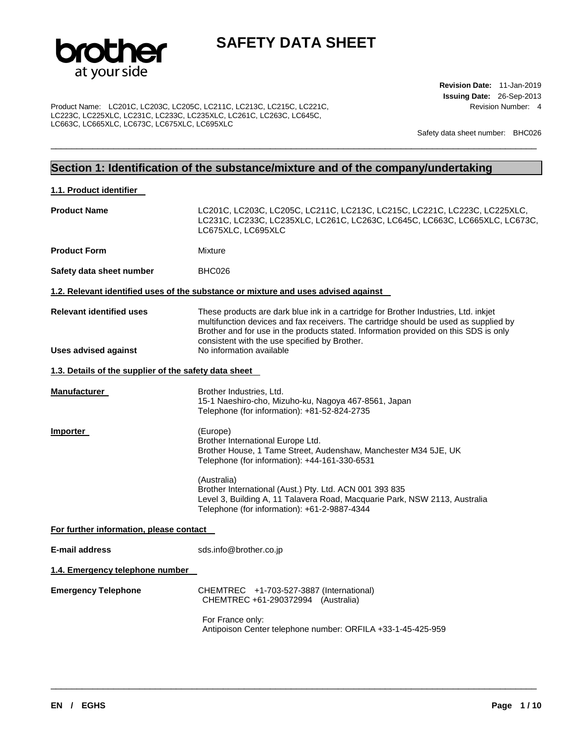# SAFETY DATA SHEET

**Revision Date:** 11-Jan-2019
**Issuing Date:** 26-Sep-2013
Revision Number: 4

Product Name: LC201C, LC203C, LC205C, LC211C, LC213C, LC215C, LC221C, LC223C, LC225XLC, LC231C, LC233C, LC235XLC, LC261C, LC263C, LC645C, LC663C, LC665XLC, LC673C, LC675XLC, LC695XLC

Safety data sheet number: BHC026

## Section 1: Identification of the substance/mixture and of the company/undertaking

### 1.1. Product identifier

**Product Name** LC201C, LC203C, LC205C, LC211C, LC213C, LC215C, LC221C, LC223C, LC225XLC, LC231C, LC233C, LC235XLC, LC261C, LC263C, LC645C, LC663C, LC665XLC, LC673C, LC675XLC, LC695XLC

**Product Form** Mixture

**Safety data sheet number** BHC026

### 1.2. Relevant identified uses of the substance or mixture and uses advised against

**Relevant identified uses** These products are dark blue ink in a cartridge for Brother Industries, Ltd. inkjet multifunction devices and fax receivers. The cartridge should be used as supplied by Brother and for use in the products stated. Information provided on this SDS is only consistent with the use specified by Brother.

**Uses advised against** No information available

### 1.3. Details of the supplier of the safety data sheet

**Manufacturer**
Brother Industries, Ltd.
15-1 Naeshiro-cho, Mizuho-ku, Nagoya 467-8561, Japan
Telephone (for information): +81-52-824-2735

**Importer**
(Europe)
Brother International Europe Ltd.
Brother House, 1 Tame Street, Audenshaw, Manchester M34 5JE, UK
Telephone (for information): +44-161-330-6531

(Australia)
Brother International (Aust.) Pty. Ltd. ACN 001 393 835
Level 3, Building A, 11 Talavera Road, Macquarie Park, NSW 2113, Australia
Telephone (for information): +61-2-9887-4344

**For further information, please contact**

**E-mail address** sds.info@brother.co.jp

### 1.4. Emergency telephone number

**Emergency Telephone**
CHEMTREC +1-703-527-3887 (International)
CHEMTREC +61-290372994 (Australia)

For France only:
Antipoison Center telephone number: ORFILA +33-1-45-425-959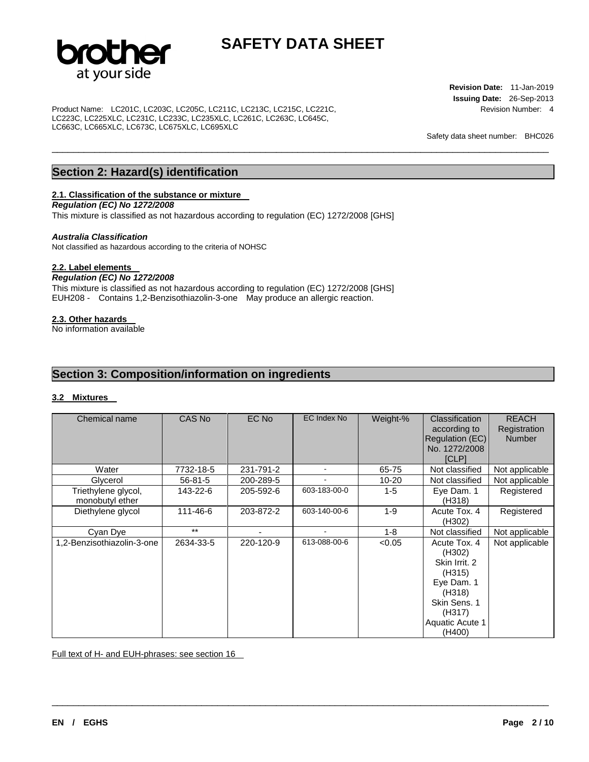## Section 2: Hazard(s) identification

### 2.1. Classification of the substance or mixture

***Regulation (EC) No 1272/2008***

This mixture is classified as not hazardous according to regulation (EC) 1272/2008 [GHS]

***Australia Classification***

Not classified as hazardous according to the criteria of NOHSC

### 2.2. Label elements

***Regulation (EC) No 1272/2008***

This mixture is classified as not hazardous according to regulation (EC) 1272/2008 [GHS]
EUH208 - Contains 1,2-Benzisothiazolin-3-one May produce an allergic reaction.

### 2.3. Other hazards

No information available

## Section 3: Composition/information on ingredients

### 3.2 Mixtures

| Chemical name | CAS No | EC No | EC Index No | Weight-% | Classification according to Regulation (EC) No. 1272/2008 [CLP] | REACH Registration Number |
|---|---|---|---|---|---|---|
| Water | 7732-18-5 | 231-791-2 | - | 65-75 | Not classified | Not applicable |
| Glycerol | 56-81-5 | 200-289-5 | - | 10-20 | Not classified | Not applicable |
| Triethylene glycol, monobutyl ether | 143-22-6 | 205-592-6 | 603-183-00-0 | 1-5 | Eye Dam. 1 (H318) | Registered |
| Diethylene glycol | 111-46-6 | 203-872-2 | 603-140-00-6 | 1-9 | Acute Tox. 4 (H302) | Registered |
| Cyan Dye | ** | - | - | 1-8 | Not classified | Not applicable |
| 1,2-Benzisothiazolin-3-one | 2634-33-5 | 220-120-9 | 613-088-00-6 | <0.05 | Acute Tox. 4 (H302) Skin Irrit. 2 (H315) Eye Dam. 1 (H318) Skin Sens. 1 (H317) Aquatic Acute 1 (H400) | Not applicable |

Full text of H- and EUH-phrases: see section 16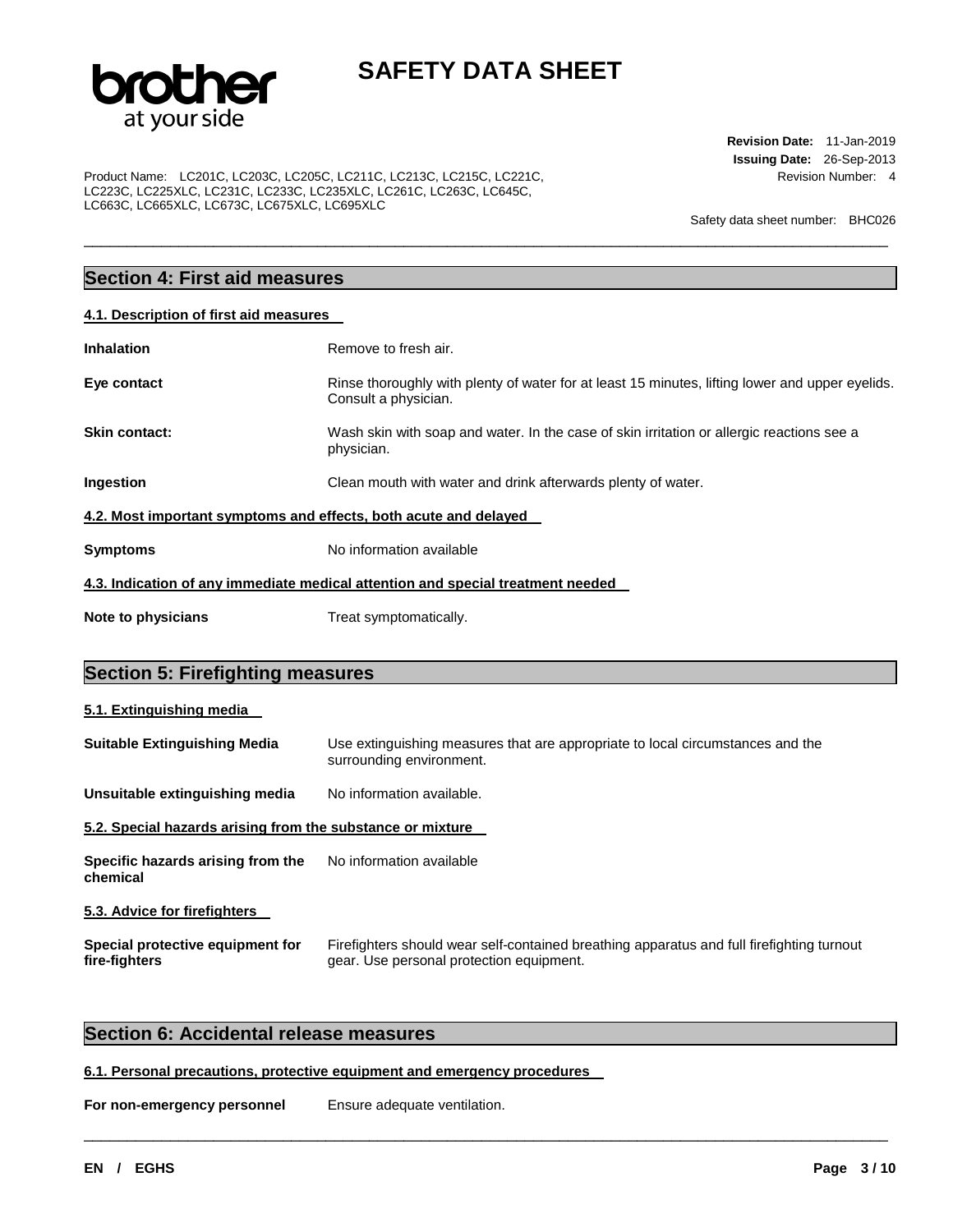## Section 4: First aid measures

### 4.1. Description of first aid measures

| | |
|---|---|
| **Inhalation** | Remove to fresh air. |
| **Eye contact** | Rinse thoroughly with plenty of water for at least 15 minutes, lifting lower and upper eyelids. Consult a physician. |
| **Skin contact:** | Wash skin with soap and water. In the case of skin irritation or allergic reactions see a physician. |
| **Ingestion** | Clean mouth with water and drink afterwards plenty of water. |

### 4.2. Most important symptoms and effects, both acute and delayed

| | |
|---|---|
| **Symptoms** | No information available |

### 4.3. Indication of any immediate medical attention and special treatment needed

| | |
|---|---|
| **Note to physicians** | Treat symptomatically. |

## Section 5: Firefighting measures

### 5.1. Extinguishing media

| | |
|---|---|
| **Suitable Extinguishing Media** | Use extinguishing measures that are appropriate to local circumstances and the surrounding environment. |
| **Unsuitable extinguishing media** | No information available. |

### 5.2. Special hazards arising from the substance or mixture

| | |
|---|---|
| **Specific hazards arising from the chemical** | No information available |

### 5.3. Advice for firefighters

| | |
|---|---|
| **Special protective equipment for fire-fighters** | Firefighters should wear self-contained breathing apparatus and full firefighting turnout gear. Use personal protection equipment. |

## Section 6: Accidental release measures

### 6.1. Personal precautions, protective equipment and emergency procedures

| | |
|---|---|
| **For non-emergency personnel** | Ensure adequate ventilation. |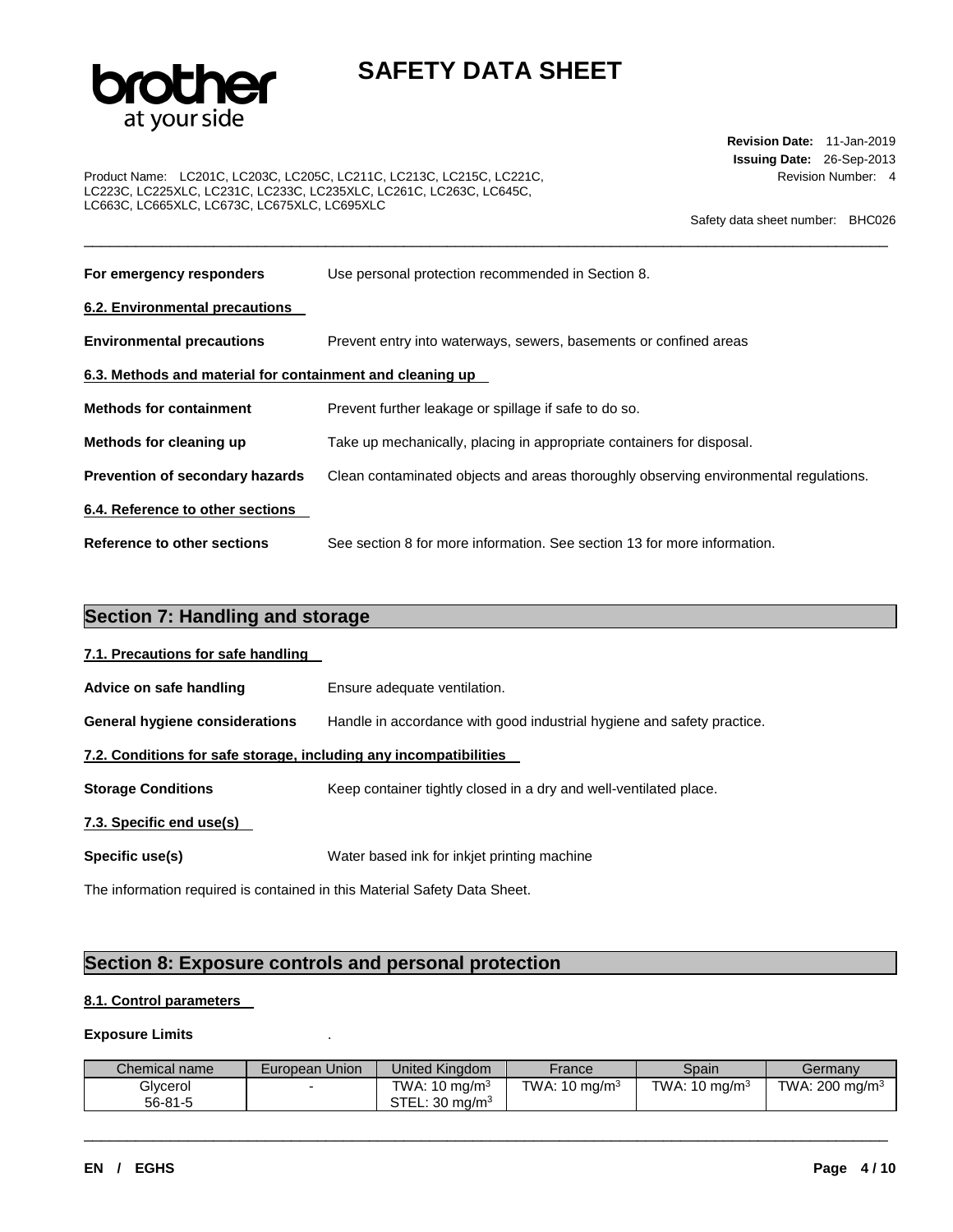**For emergency responders** Use personal protection recommended in Section 8.

**6.2. Environmental precautions**

**Environmental precautions** Prevent entry into waterways, sewers, basements or confined areas

**6.3. Methods and material for containment and cleaning up**

**Methods for containment** Prevent further leakage or spillage if safe to do so.

**Methods for cleaning up** Take up mechanically, placing in appropriate containers for disposal.

**Prevention of secondary hazards** Clean contaminated objects and areas thoroughly observing environmental regulations.

**6.4. Reference to other sections**

**Reference to other sections** See section 8 for more information. See section 13 for more information.

## Section 7: Handling and storage

**7.1. Precautions for safe handling**

**Advice on safe handling** Ensure adequate ventilation.

**General hygiene considerations** Handle in accordance with good industrial hygiene and safety practice.

**7.2. Conditions for safe storage, including any incompatibilities**

**Storage Conditions** Keep container tightly closed in a dry and well-ventilated place.

**7.3. Specific end use(s)**

**Specific use(s)** Water based ink for inkjet printing machine

The information required is contained in this Material Safety Data Sheet.

## Section 8: Exposure controls and personal protection

**8.1. Control parameters**

**Exposure Limits** .

| Chemical name | European Union | United Kingdom | France | Spain | Germany |
|---|---|---|---|---|---|
| Glycerol<br>56-81-5 | - | TWA: 10 mg/m$^3$<br>STEL: 30 mg/m$^3$ | TWA: 10 mg/m$^3$ | TWA: 10 mg/m$^3$ | TWA: 200 mg/m$^3$ |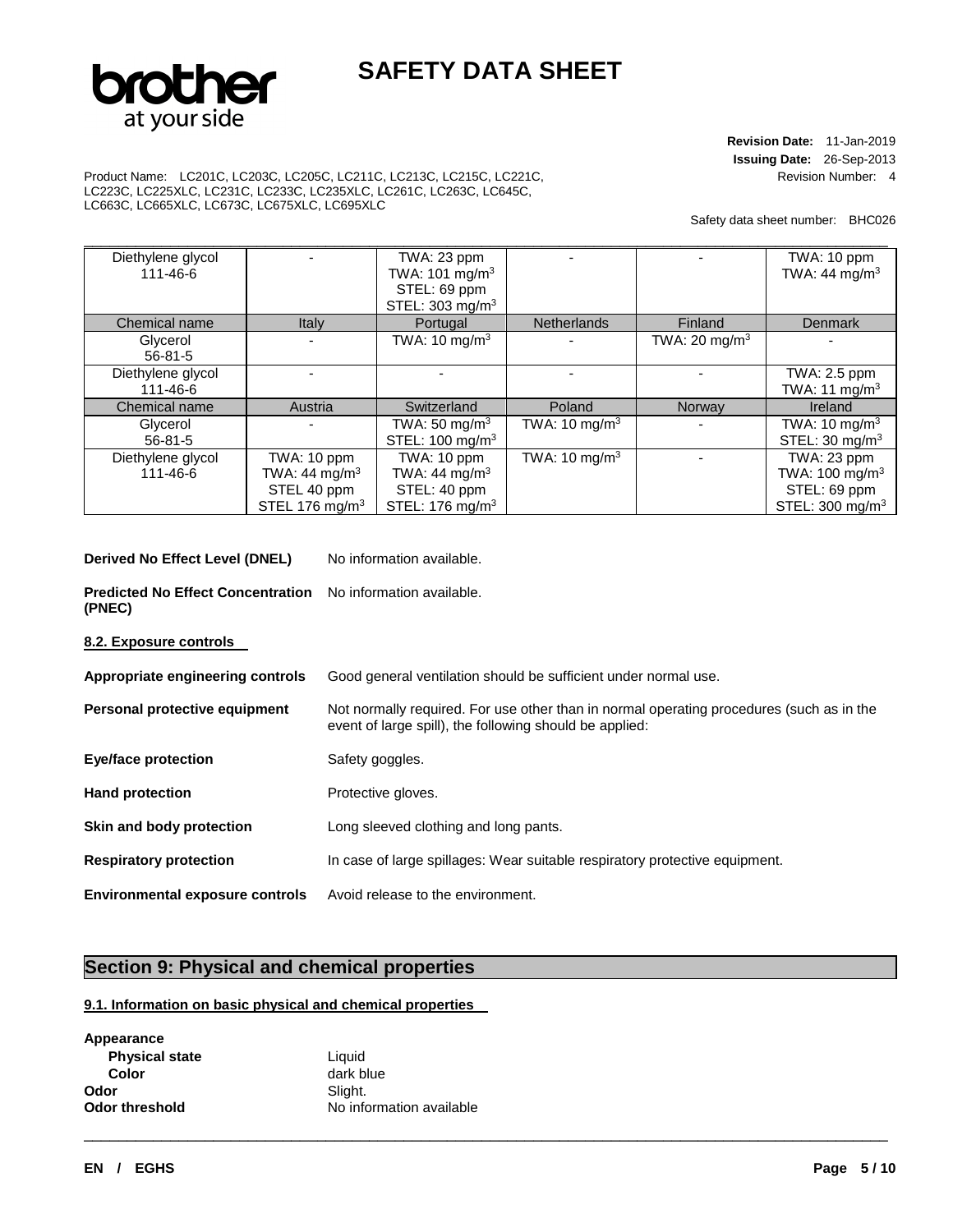| Diethylene glycol<br>111-46-6 | - | TWA: 23 ppm<br>TWA: 101 mg/m$^3$<br>STEL: 69 ppm<br>STEL: 303 mg/m$^3$ | - | - | TWA: 10 ppm<br>TWA: 44 mg/m$^3$ |
|---|---|---|---|---|---|
| **Chemical name** | **Italy** | **Portugal** | **Netherlands** | **Finland** | **Denmark** |
| Glycerol<br>56-81-5 | - | TWA: 10 mg/m$^3$ | - | TWA: 20 mg/m$^3$ | - |
| Diethylene glycol<br>111-46-6 | - | - | - | - | TWA: 2.5 ppm<br>TWA: 11 mg/m$^3$ |
| **Chemical name** | **Austria** | **Switzerland** | **Poland** | **Norway** | **Ireland** |
| Glycerol<br>56-81-5 | - | TWA: 50 mg/m$^3$<br>STEL: 100 mg/m$^3$ | TWA: 10 mg/m$^3$ | - | TWA: 10 mg/m$^3$<br>STEL: 30 mg/m$^3$ |
| Diethylene glycol<br>111-46-6 | TWA: 10 ppm<br>TWA: 44 mg/m$^3$<br>STEL 40 ppm<br>STEL 176 mg/m$^3$ | TWA: 10 ppm<br>TWA: 44 mg/m$^3$<br>STEL: 40 ppm<br>STEL: 176 mg/m$^3$ | TWA: 10 mg/m$^3$ | - | TWA: 23 ppm<br>TWA: 100 mg/m$^3$<br>STEL: 69 ppm<br>STEL: 300 mg/m$^3$ |

**Derived No Effect Level (DNEL)** No information available.

**Predicted No Effect Concentration (PNEC)** No information available.

**8.2. Exposure controls**

**Appropriate engineering controls** Good general ventilation should be sufficient under normal use.

**Personal protective equipment** Not normally required. For use other than in normal operating procedures (such as in the event of large spill), the following should be applied:

**Eye/face protection** Safety goggles.

**Hand protection** Protective gloves.

**Skin and body protection** Long sleeved clothing and long pants.

**Respiratory protection** In case of large spillages: Wear suitable respiratory protective equipment.

**Environmental exposure controls** Avoid release to the environment.

## Section 9: Physical and chemical properties

**9.1. Information on basic physical and chemical properties**

**Appearance**
- **Physical state** Liquid
- **Color** dark blue

**Odor** Slight.
**Odor threshold** No information available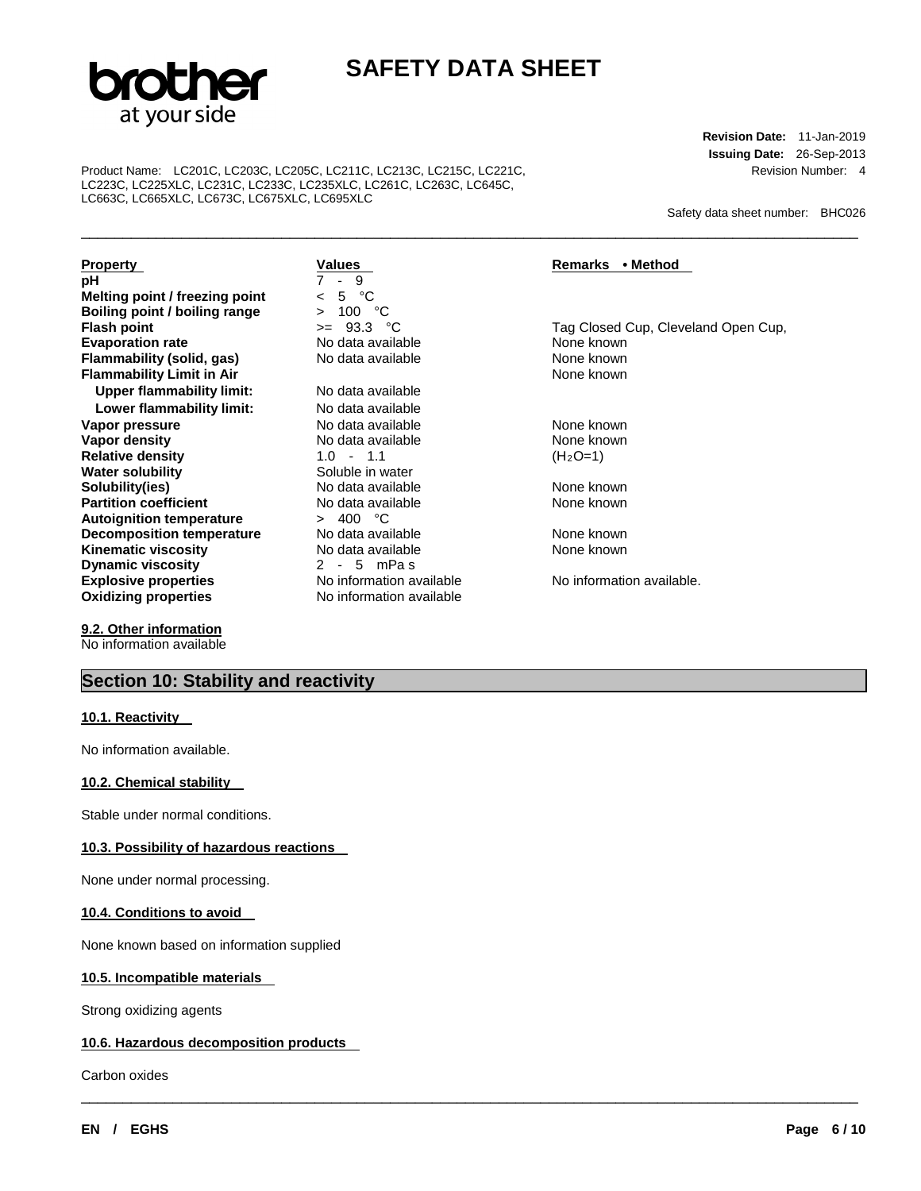| Property | Values | Remarks • Method |
| --- | --- | --- |
| **pH** | 7 - 9 | |
| **Melting point / freezing point** | < 5 °C | |
| **Boiling point / boiling range** | > 100 °C | |
| **Flash point** | >= 93.3 °C | Tag Closed Cup, Cleveland Open Cup, |
| **Evaporation rate** | No data available | None known |
| **Flammability (solid, gas)** | No data available | None known |
| **Flammability Limit in Air** | | None known |
| **Upper flammability limit:** | No data available | |
| **Lower flammability limit:** | No data available | |
| **Vapor pressure** | No data available | None known |
| **Vapor density** | No data available | None known |
| **Relative density** | 1.0 - 1.1 | ($H_2O$=1) |
| **Water solubility** | Soluble in water | |
| **Solubility(ies)** | No data available | None known |
| **Partition coefficient** | No data available | None known |
| **Autoignition temperature** | > 400 °C | |
| **Decomposition temperature** | No data available | None known |
| **Kinematic viscosity** | No data available | None known |
| **Dynamic viscosity** | 2 - 5 mPa s | |
| **Explosive properties** | No information available | No information available. |
| **Oxidizing properties** | No information available | |

**9.2. Other information**

No information available

## Section 10: Stability and reactivity

**10.1. Reactivity**

No information available.

**10.2. Chemical stability**

Stable under normal conditions.

**10.3. Possibility of hazardous reactions**

None under normal processing.

**10.4. Conditions to avoid**

None known based on information supplied

**10.5. Incompatible materials**

Strong oxidizing agents

**10.6. Hazardous decomposition products**

Carbon oxides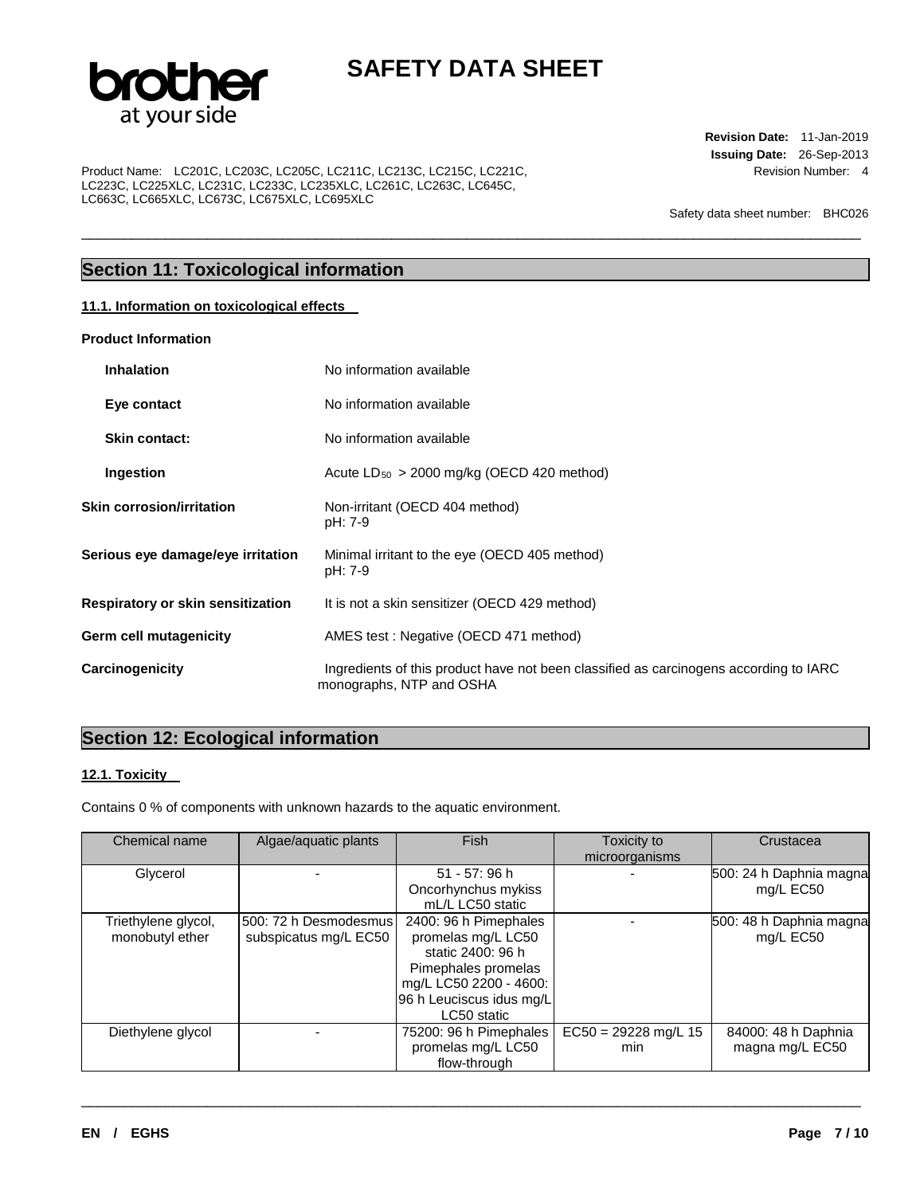## Section 11: Toxicological information

### 11.1. Information on toxicological effects

**Product Information**

**Inhalation** No information available

**Eye contact** No information available

**Skin contact:** No information available

**Ingestion** Acute $LD_{50}$ > 2000 mg/kg (OECD 420 method)

**Skin corrosion/irritation** Non-irritant (OECD 404 method)
pH: 7-9

**Serious eye damage/eye irritation** Minimal irritant to the eye (OECD 405 method)
pH: 7-9

**Respiratory or skin sensitization** It is not a skin sensitizer (OECD 429 method)

**Germ cell mutagenicity** AMES test : Negative (OECD 471 method)

**Carcinogenicity** Ingredients of this product have not been classified as carcinogens according to IARC monographs, NTP and OSHA

## Section 12: Ecological information

### 12.1. Toxicity

Contains 0 % of components with unknown hazards to the aquatic environment.

| Chemical name | Algae/aquatic plants | Fish | Toxicity to microorganisms | Crustacea |
|---|---|---|---|---|
| Glycerol | - | 51 - 57: 96 h Oncorhynchus mykiss mL/L LC50 static | - | 500: 24 h Daphnia magna mg/L EC50 |
| Triethylene glycol, monobutyl ether | 500: 72 h Desmodesmus subspicatus mg/L EC50 | 2400: 96 h Pimephales promelas mg/L LC50 static 2400: 96 h Pimephales promelas mg/L LC50 2200 - 4600: 96 h Leuciscus idus mg/L LC50 static | - | 500: 48 h Daphnia magna mg/L EC50 |
| Diethylene glycol | - | 75200: 96 h Pimephales promelas mg/L LC50 flow-through | EC50 = 29228 mg/L 15 min | 84000: 48 h Daphnia magna mg/L EC50 |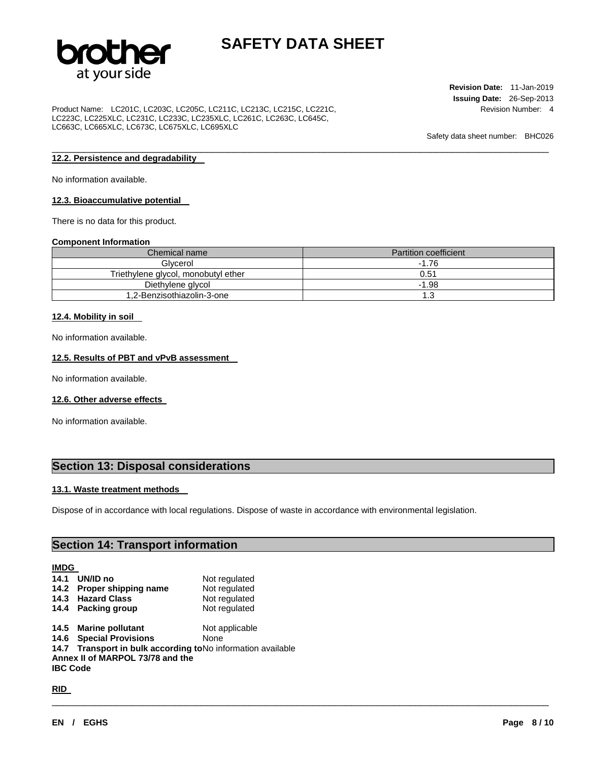#### 12.2. Persistence and degradability

No information available.

#### 12.3. Bioaccumulative potential

There is no data for this product.

**Component Information**

| Chemical name | Partition coefficient |
| --- | --- |
| Glycerol | -1.76 |
| Triethylene glycol, monobutyl ether | 0.51 |
| Diethylene glycol | -1.98 |
| 1,2-Benzisothiazolin-3-one | 1.3 |

#### 12.4. Mobility in soil

No information available.

#### 12.5. Results of PBT and vPvB assessment

No information available.

#### 12.6. Other adverse effects

No information available.

## Section 13: Disposal considerations

#### 13.1. Waste treatment methods

Dispose of in accordance with local regulations. Dispose of waste in accordance with environmental legislation.

## Section 14: Transport information

**IMDG**

| | |
| --- | --- |
| **14.1 UN/ID no** | Not regulated |
| **14.2 Proper shipping name** | Not regulated |
| **14.3 Hazard Class** | Not regulated |
| **14.4 Packing group** | Not regulated |
| **14.5 Marine pollutant** | Not applicable |
| **14.6 Special Provisions** | None |
| **14.7 Transport in bulk according to Annex II of MARPOL 73/78 and the IBC Code** | No information available |

**RID**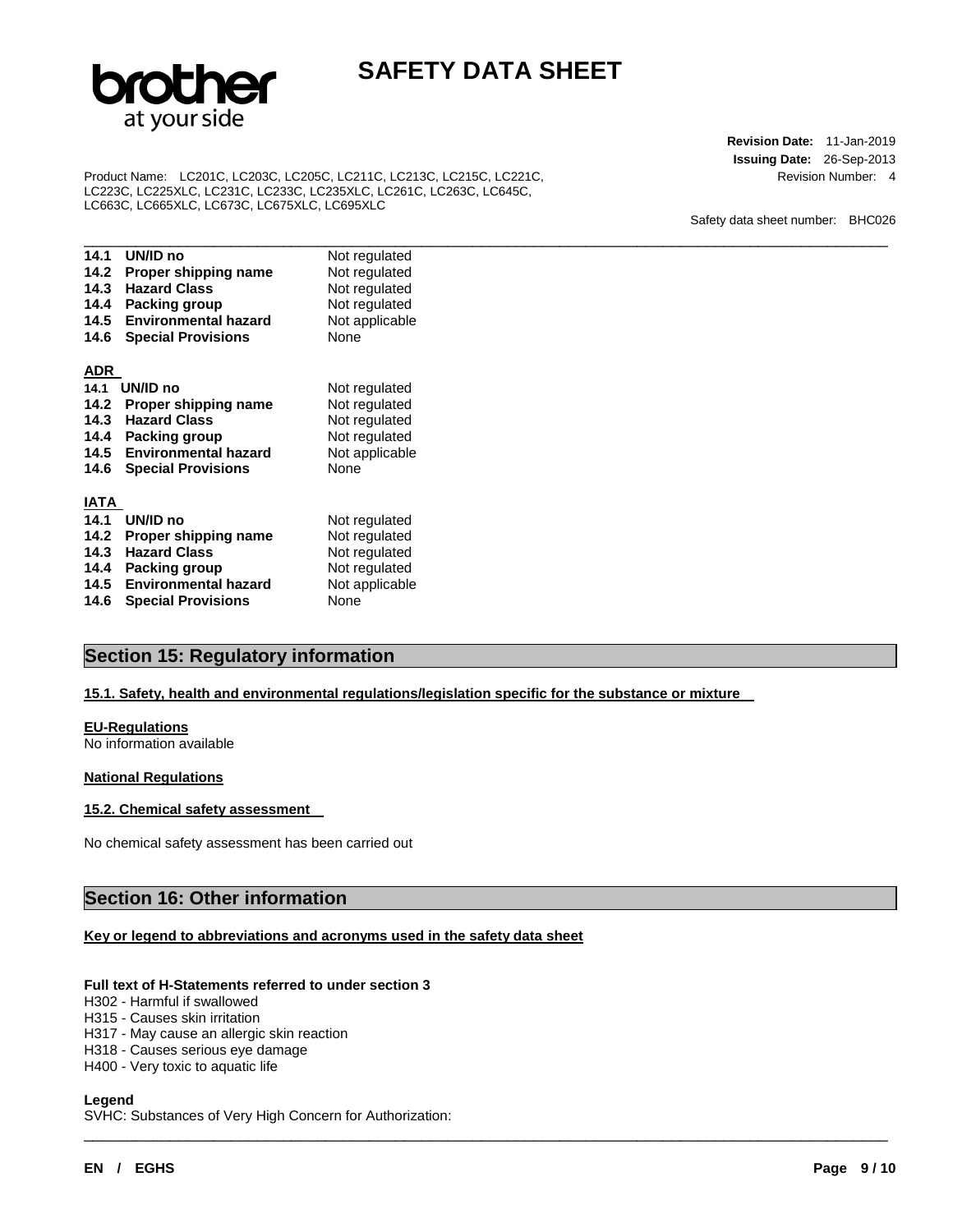| | |
|---|---|
| **14.1 UN/ID no** | Not regulated |
| **14.2 Proper shipping name** | Not regulated |
| **14.3 Hazard Class** | Not regulated |
| **14.4 Packing group** | Not regulated |
| **14.5 Environmental hazard** | Not applicable |
| **14.6 Special Provisions** | None |

**ADR**

| | |
|---|---|
| **14.1 UN/ID no** | Not regulated |
| **14.2 Proper shipping name** | Not regulated |
| **14.3 Hazard Class** | Not regulated |
| **14.4 Packing group** | Not regulated |
| **14.5 Environmental hazard** | Not applicable |
| **14.6 Special Provisions** | None |

**IATA**

| | |
|---|---|
| **14.1 UN/ID no** | Not regulated |
| **14.2 Proper shipping name** | Not regulated |
| **14.3 Hazard Class** | Not regulated |
| **14.4 Packing group** | Not regulated |
| **14.5 Environmental hazard** | Not applicable |
| **14.6 Special Provisions** | None |

## Section 15: Regulatory information

**15.1. Safety, health and environmental regulations/legislation specific for the substance or mixture**

**EU-Regulations**
No information available

**National Regulations**

**15.2. Chemical safety assessment**

No chemical safety assessment has been carried out

## Section 16: Other information

**Key or legend to abbreviations and acronyms used in the safety data sheet**

**Full text of H-Statements referred to under section 3**
H302 - Harmful if swallowed
H315 - Causes skin irritation
H317 - May cause an allergic skin reaction
H318 - Causes serious eye damage
H400 - Very toxic to aquatic life

**Legend**
SVHC: Substances of Very High Concern for Authorization: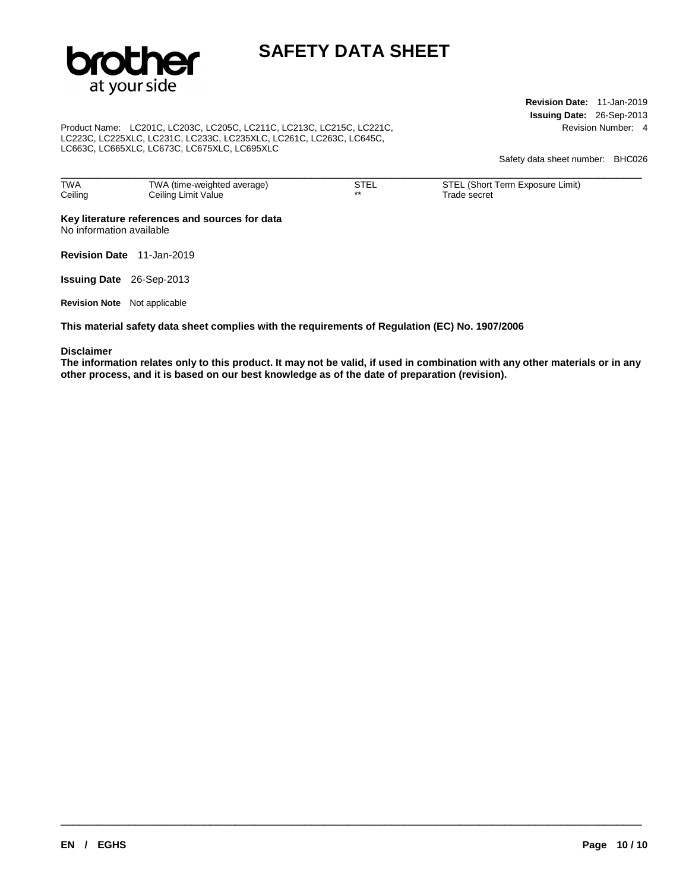| | | | |
|---|---|---|---|
| TWA | TWA (time-weighted average) | STEL | STEL (Short Term Exposure Limit) |
| Ceiling | Ceiling Limit Value | ** | Trade secret |

**Key literature references and sources for data**
No information available

**Revision Date** 11-Jan-2019

**Issuing Date** 26-Sep-2013

**Revision Note** Not applicable

**This material safety data sheet complies with the requirements of Regulation (EC) No. 1907/2006**

**Disclaimer**

**The information relates only to this product. It may not be valid, if used in combination with any other materials or in any other process, and it is based on our best knowledge as of the date of preparation (revision).**